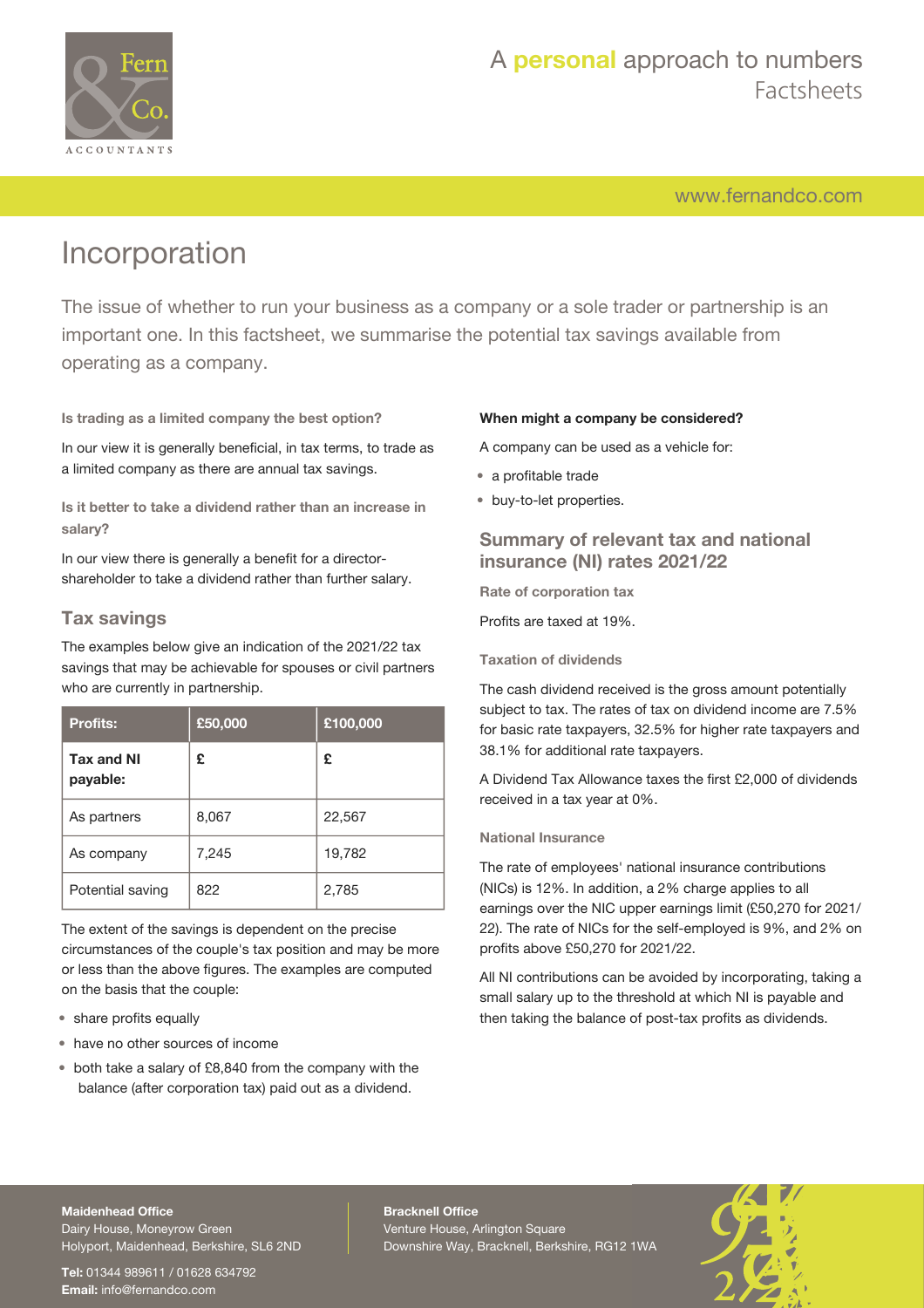# Incorporation

The issue of whether to run your business as a company or a sole trader or partnership is an important one. In this factsheet, we summarise the potential tax savings available from operating as a company.

### Is trading as a limited company the best option?

In our view it is generally beneficial, in tax terms, to trade as a limited company as there are annual tax savings.

### Is it better to take a dividend rather than an increase in salary?

In our view there is generally a benefit for a director-shareholder to take a dividend rather than further salary.

## Tax savings

The examples below give an indication of the 2021/22 tax savings that may be achievable for spouses or civil partners who are currently in partnership.

| Profits: | £50,000 | £100,000 |
|---|---|---|
| **Tax and NI payable:** | **£** | **£** |
| As partners | 8,067 | 22,567 |
| As company | 7,245 | 19,782 |
| Potential saving | 822 | 2,785 |

The extent of the savings is dependent on the precise circumstances of the couple's tax position and may be more or less than the above figures. The examples are computed on the basis that the couple:

- share profits equally
- have no other sources of income
- both take a salary of £8,840 from the company with the balance (after corporation tax) paid out as a dividend.

### When might a company be considered?

A company can be used as a vehicle for:

- a profitable trade
- buy-to-let properties.

## Summary of relevant tax and national insurance (NI) rates 2021/22

### Rate of corporation tax

Profits are taxed at 19%.

### Taxation of dividends

The cash dividend received is the gross amount potentially subject to tax. The rates of tax on dividend income are 7.5% for basic rate taxpayers, 32.5% for higher rate taxpayers and 38.1% for additional rate taxpayers.

A Dividend Tax Allowance taxes the first £2,000 of dividends received in a tax year at 0%.

### National Insurance

The rate of employees' national insurance contributions (NICs) is 12%. In addition, a 2% charge applies to all earnings over the NIC upper earnings limit (£50,270 for 2021/22). The rate of NICs for the self-employed is 9%, and 2% on profits above £50,270 for 2021/22.

All NI contributions can be avoided by incorporating, taking a small salary up to the threshold at which NI is payable and then taking the balance of post-tax profits as dividends.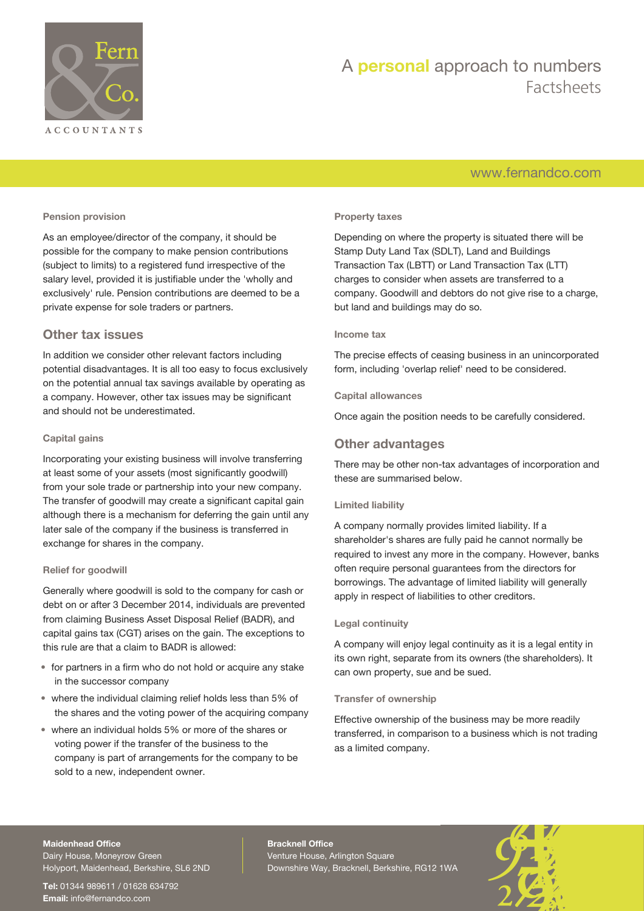### Pension provision

As an employee/director of the company, it should be possible for the company to make pension contributions (subject to limits) to a registered fund irrespective of the salary level, provided it is justifiable under the 'wholly and exclusively' rule. Pension contributions are deemed to be a private expense for sole traders or partners.

## Other tax issues

In addition we consider other relevant factors including potential disadvantages. It is all too easy to focus exclusively on the potential annual tax savings available by operating as a company. However, other tax issues may be significant and should not be underestimated.

### Capital gains

Incorporating your existing business will involve transferring at least some of your assets (most significantly goodwill) from your sole trade or partnership into your new company. The transfer of goodwill may create a significant capital gain although there is a mechanism for deferring the gain until any later sale of the company if the business is transferred in exchange for shares in the company.

### Relief for goodwill

Generally where goodwill is sold to the company for cash or debt on or after 3 December 2014, individuals are prevented from claiming Business Asset Disposal Relief (BADR), and capital gains tax (CGT) arises on the gain. The exceptions to this rule are that a claim to BADR is allowed:

- for partners in a firm who do not hold or acquire any stake in the successor company
- where the individual claiming relief holds less than 5% of the shares and the voting power of the acquiring company
- where an individual holds 5% or more of the shares or voting power if the transfer of the business to the company is part of arrangements for the company to be sold to a new, independent owner.

### Property taxes

Depending on where the property is situated there will be Stamp Duty Land Tax (SDLT), Land and Buildings Transaction Tax (LBTT) or Land Transaction Tax (LTT) charges to consider when assets are transferred to a company. Goodwill and debtors do not give rise to a charge, but land and buildings may do so.

### Income tax

The precise effects of ceasing business in an unincorporated form, including 'overlap relief' need to be considered.

### Capital allowances

Once again the position needs to be carefully considered.

## Other advantages

There may be other non-tax advantages of incorporation and these are summarised below.

### Limited liability

A company normally provides limited liability. If a shareholder's shares are fully paid he cannot normally be required to invest any more in the company. However, banks often require personal guarantees from the directors for borrowings. The advantage of limited liability will generally apply in respect of liabilities to other creditors.

### Legal continuity

A company will enjoy legal continuity as it is a legal entity in its own right, separate from its owners (the shareholders). It can own property, sue and be sued.

### Transfer of ownership

Effective ownership of the business may be more readily transferred, in comparison to a business which is not trading as a limited company.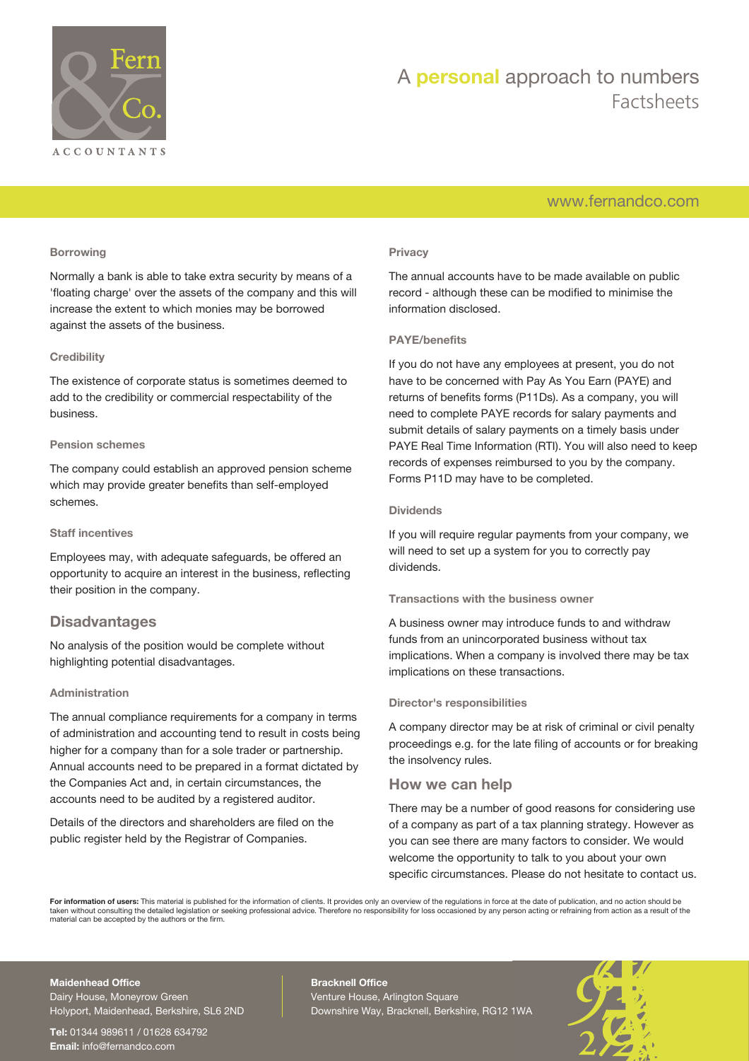### Borrowing

Normally a bank is able to take extra security by means of a 'floating charge' over the assets of the company and this will increase the extent to which monies may be borrowed against the assets of the business.

### Credibility

The existence of corporate status is sometimes deemed to add to the credibility or commercial respectability of the business.

### Pension schemes

The company could establish an approved pension scheme which may provide greater benefits than self-employed schemes.

### Staff incentives

Employees may, with adequate safeguards, be offered an opportunity to acquire an interest in the business, reflecting their position in the company.

## Disadvantages

No analysis of the position would be complete without highlighting potential disadvantages.

### Administration

The annual compliance requirements for a company in terms of administration and accounting tend to result in costs being higher for a company than for a sole trader or partnership. Annual accounts need to be prepared in a format dictated by the Companies Act and, in certain circumstances, the accounts need to be audited by a registered auditor.

Details of the directors and shareholders are filed on the public register held by the Registrar of Companies.

### Privacy

The annual accounts have to be made available on public record - although these can be modified to minimise the information disclosed.

### PAYE/benefits

If you do not have any employees at present, you do not have to be concerned with Pay As You Earn (PAYE) and returns of benefits forms (P11Ds). As a company, you will need to complete PAYE records for salary payments and submit details of salary payments on a timely basis under PAYE Real Time Information (RTI). You will also need to keep records of expenses reimbursed to you by the company. Forms P11D may have to be completed.

### Dividends

If you will require regular payments from your company, we will need to set up a system for you to correctly pay dividends.

### Transactions with the business owner

A business owner may introduce funds to and withdraw funds from an unincorporated business without tax implications. When a company is involved there may be tax implications on these transactions.

### Director's responsibilities

A company director may be at risk of criminal or civil penalty proceedings e.g. for the late filing of accounts or for breaking the insolvency rules.

## How we can help

There may be a number of good reasons for considering use of a company as part of a tax planning strategy. However as you can see there are many factors to consider. We would welcome the opportunity to talk to you about your own specific circumstances. Please do not hesitate to contact us.

**For information of users:** This material is published for the information of clients. It provides only an overview of the regulations in force at the date of publication, and no action should be taken without consulting the detailed legislation or seeking professional advice. Therefore no responsibility for loss occasioned by any person acting or refraining from action as a result of the material can be accepted by the authors or the firm.